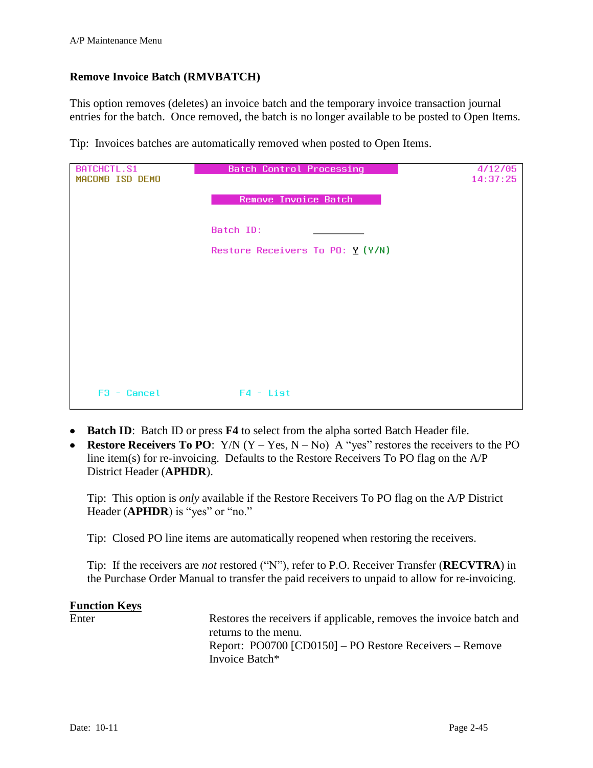## Remove Invoice Batch (RMVBATCH)

This option removes (deletes) an invoice batch and the temporary invoice transaction journal entries for the batch. Once removed, the batch is no longer available to be posted to Open Items.

Tip: Invoices batches are automatically removed when posted to Open Items.

```
BATCHCTL.S1            Batch Control Processing                4/12/05
MACOMB ISD DEMO                                                14:37:25

                          Remove Invoice Batch


                     Batch ID:         __________

                     Restore Receivers To PO: Y (Y/N)











     F3 - Cancel              F4 - List
```

- **Batch ID**: Batch ID or press **F4** to select from the alpha sorted Batch Header file.
- **Restore Receivers To PO**: Y/N (Y – Yes, N – No) A "yes" restores the receivers to the PO line item(s) for re-invoicing. Defaults to the Restore Receivers To PO flag on the A/P District Header (**APHDR**).

  Tip: This option is *only* available if the Restore Receivers To PO flag on the A/P District Header (**APHDR**) is "yes" or "no."

  Tip: Closed PO line items are automatically reopened when restoring the receivers.

  Tip: If the receivers are *not* restored ("N"), refer to P.O. Receiver Transfer (**RECVTRA**) in the Purchase Order Manual to transfer the paid receivers to unpaid to allow for re-invoicing.

**Function Keys**

| | |
|---|---|
| Enter | Restores the receivers if applicable, removes the invoice batch and returns to the menu.<br>Report: PO0700 [CD0150] – PO Restore Receivers – Remove Invoice Batch* |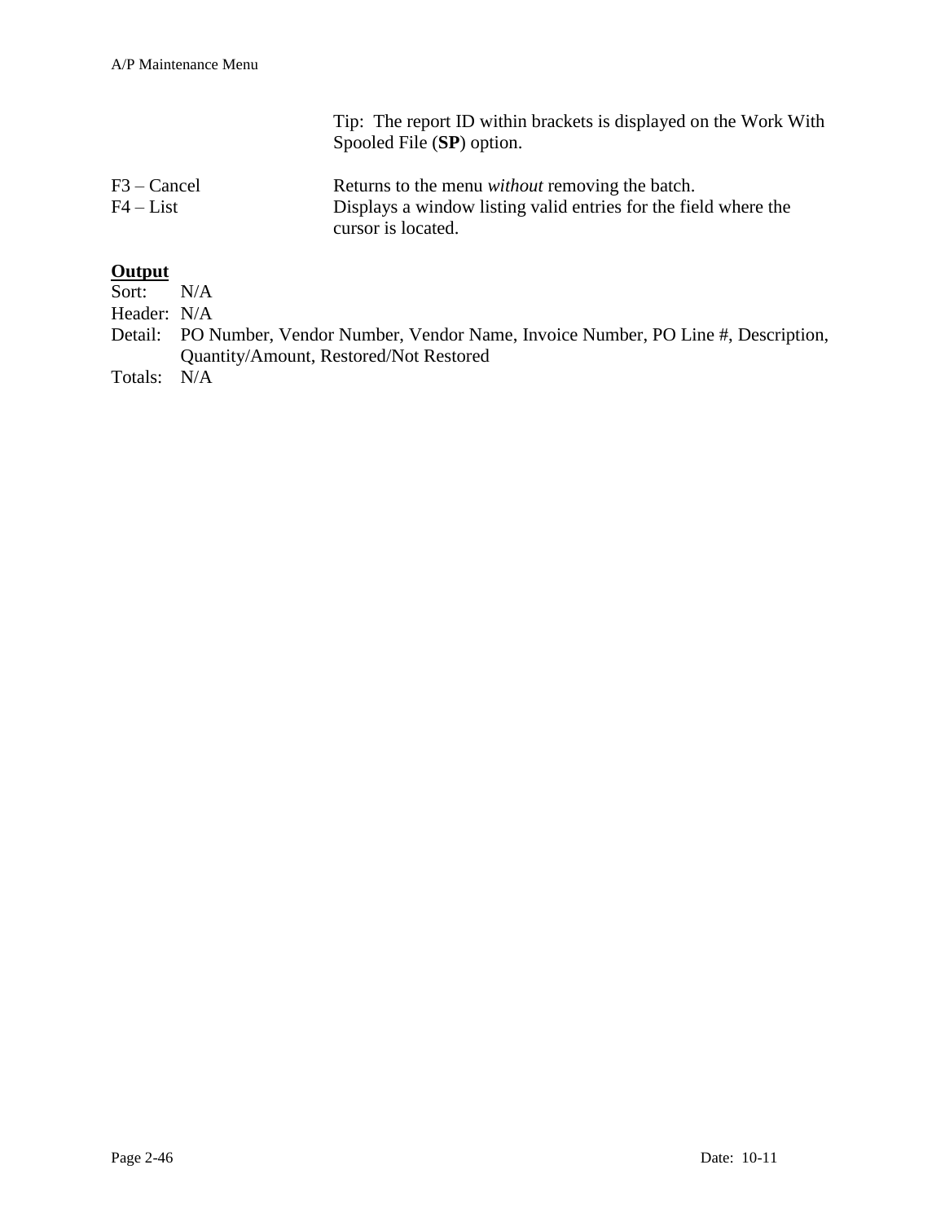Tip: The report ID within brackets is displayed on the Work With Spooled File (**SP**) option.

| | |
|---|---|
| F3 – Cancel | Returns to the menu *without* removing the batch. |
| F4 – List | Displays a window listing valid entries for the field where the cursor is located. |

**Output**

Sort: N/A

Header: N/A

Detail: PO Number, Vendor Number, Vendor Name, Invoice Number, PO Line #, Description, Quantity/Amount, Restored/Not Restored

Totals: N/A